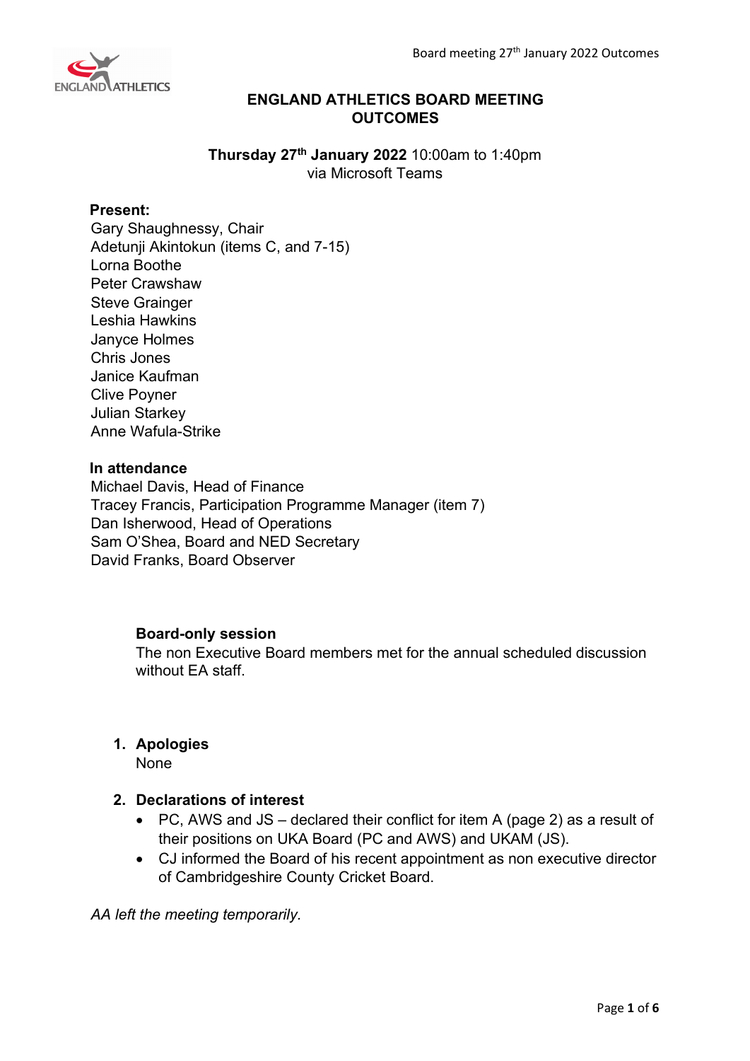# ENGLAND ATHLETICS BOARD MEETING OUTCOMES

**Thursday 27th January 2022** 10:00am to 1:40pm
via Microsoft Teams

**Present:**
Gary Shaughnessy, Chair
Adetunji Akintokun (items C, and 7-15)
Lorna Boothe
Peter Crawshaw
Steve Grainger
Leshia Hawkins
Janyce Holmes
Chris Jones
Janice Kaufman
Clive Poyner
Julian Starkey
Anne Wafula-Strike

**In attendance**
Michael Davis, Head of Finance
Tracey Francis, Participation Programme Manager (item 7)
Dan Isherwood, Head of Operations
Sam O'Shea, Board and NED Secretary
David Franks, Board Observer

**Board-only session**
The non Executive Board members met for the annual scheduled discussion without EA staff.

1. **Apologies**
   None

2. **Declarations of interest**
   - PC, AWS and JS – declared their conflict for item A (page 2) as a result of their positions on UKA Board (PC and AWS) and UKAM (JS).
   - CJ informed the Board of his recent appointment as non executive director of Cambridgeshire County Cricket Board.

*AA left the meeting temporarily.*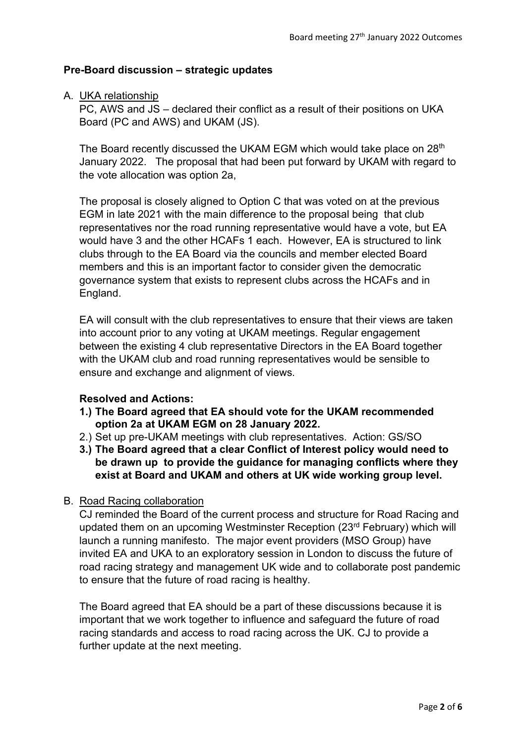## Pre-Board discussion – strategic updates

A. UKA relationship

PC, AWS and JS – declared their conflict as a result of their positions on UKA Board (PC and AWS) and UKAM (JS).

The Board recently discussed the UKAM EGM which would take place on 28th January 2022. The proposal that had been put forward by UKAM with regard to the vote allocation was option 2a,

The proposal is closely aligned to Option C that was voted on at the previous EGM in late 2021 with the main difference to the proposal being that club representatives nor the road running representative would have a vote, but EA would have 3 and the other HCAFs 1 each. However, EA is structured to link clubs through to the EA Board via the councils and member elected Board members and this is an important factor to consider given the democratic governance system that exists to represent clubs across the HCAFs and in England.

EA will consult with the club representatives to ensure that their views are taken into account prior to any voting at UKAM meetings. Regular engagement between the existing 4 club representative Directors in the EA Board together with the UKAM club and road running representatives would be sensible to ensure and exchange and alignment of views.

**Resolved and Actions:**

1.) **The Board agreed that EA should vote for the UKAM recommended option 2a at UKAM EGM on 28 January 2022.**
2.) Set up pre-UKAM meetings with club representatives. Action: GS/SO
3.) **The Board agreed that a clear Conflict of Interest policy would need to be drawn up to provide the guidance for managing conflicts where they exist at Board and UKAM and others at UK wide working group level.**

B. Road Racing collaboration

CJ reminded the Board of the current process and structure for Road Racing and updated them on an upcoming Westminster Reception (23rd February) which will launch a running manifesto. The major event providers (MSO Group) have invited EA and UKA to an exploratory session in London to discuss the future of road racing strategy and management UK wide and to collaborate post pandemic to ensure that the future of road racing is healthy.

The Board agreed that EA should be a part of these discussions because it is important that we work together to influence and safeguard the future of road racing standards and access to road racing across the UK. CJ to provide a further update at the next meeting.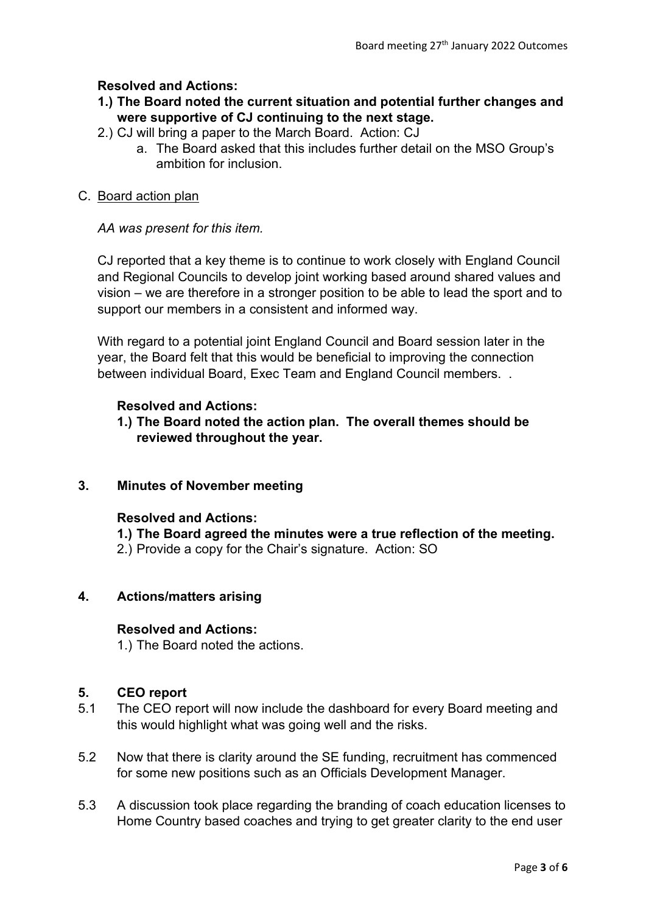**Resolved and Actions:**

**1.) The Board noted the current situation and potential further changes and were supportive of CJ continuing to the next stage.**

2.) CJ will bring a paper to the March Board. Action: CJ

   a. The Board asked that this includes further detail on the MSO Group's ambition for inclusion.

C. Board action plan

*AA was present for this item.*

CJ reported that a key theme is to continue to work closely with England Council and Regional Councils to develop joint working based around shared values and vision – we are therefore in a stronger position to be able to lead the sport and to support our members in a consistent and informed way.

With regard to a potential joint England Council and Board session later in the year, the Board felt that this would be beneficial to improving the connection between individual Board, Exec Team and England Council members. .

**Resolved and Actions:**

**1.) The Board noted the action plan. The overall themes should be reviewed throughout the year.**

## 3. Minutes of November meeting

**Resolved and Actions:**

**1.) The Board agreed the minutes were a true reflection of the meeting.**

2.) Provide a copy for the Chair's signature. Action: SO

## 4. Actions/matters arising

**Resolved and Actions:**

1.) The Board noted the actions.

## 5. CEO report

5.1 The CEO report will now include the dashboard for every Board meeting and this would highlight what was going well and the risks.

5.2 Now that there is clarity around the SE funding, recruitment has commenced for some new positions such as an Officials Development Manager.

5.3 A discussion took place regarding the branding of coach education licenses to Home Country based coaches and trying to get greater clarity to the end user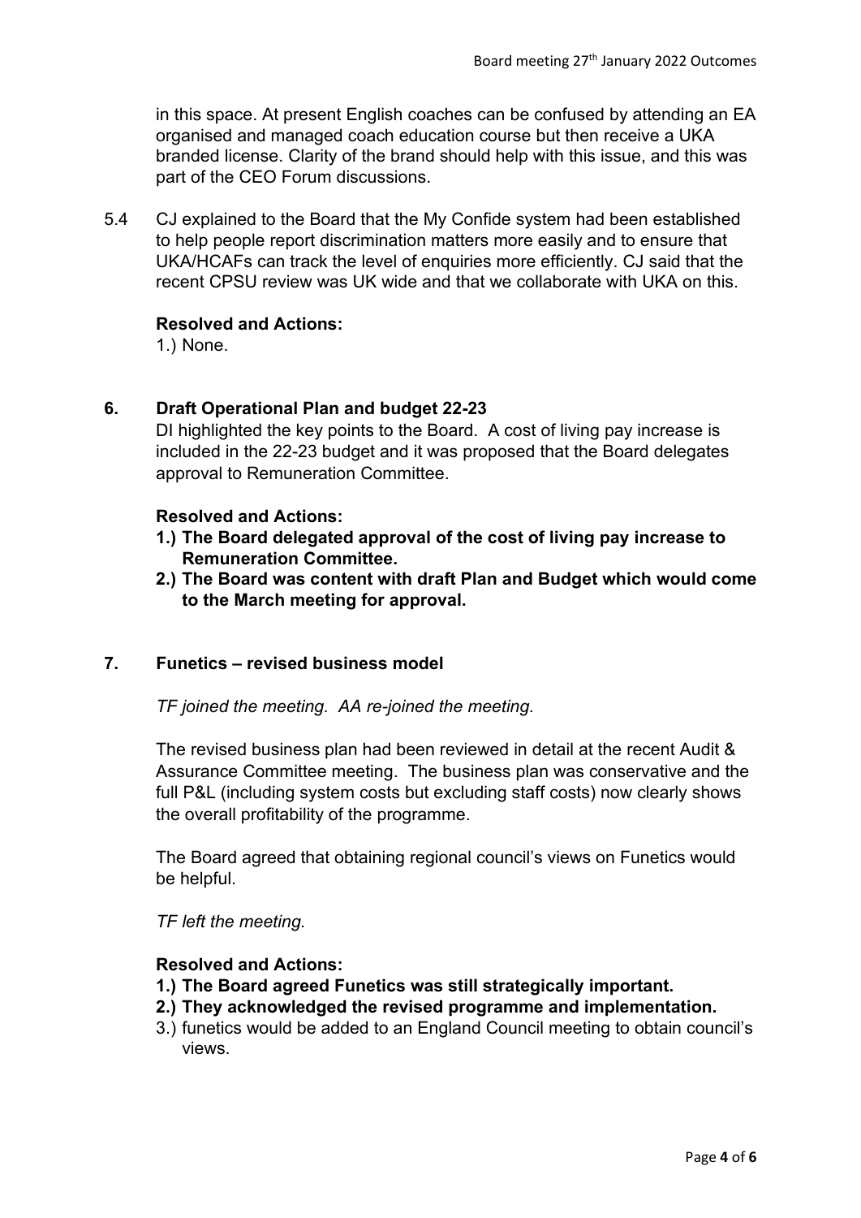in this space. At present English coaches can be confused by attending an EA organised and managed coach education course but then receive a UKA branded license. Clarity of the brand should help with this issue, and this was part of the CEO Forum discussions.

5.4 CJ explained to the Board that the My Confide system had been established to help people report discrimination matters more easily and to ensure that UKA/HCAFs can track the level of enquiries more efficiently. CJ said that the recent CPSU review was UK wide and that we collaborate with UKA on this.

**Resolved and Actions:**

1.) None.

## 6. Draft Operational Plan and budget 22-23

DI highlighted the key points to the Board. A cost of living pay increase is included in the 22-23 budget and it was proposed that the Board delegates approval to Remuneration Committee.

**Resolved and Actions:**

1.) **The Board delegated approval of the cost of living pay increase to Remuneration Committee.**

2.) **The Board was content with draft Plan and Budget which would come to the March meeting for approval.**

## 7. Funetics – revised business model

*TF joined the meeting. AA re-joined the meeting.*

The revised business plan had been reviewed in detail at the recent Audit & Assurance Committee meeting. The business plan was conservative and the full P&L (including system costs but excluding staff costs) now clearly shows the overall profitability of the programme.

The Board agreed that obtaining regional council's views on Funetics would be helpful.

*TF left the meeting.*

**Resolved and Actions:**

1.) **The Board agreed Funetics was still strategically important.**

2.) **They acknowledged the revised programme and implementation.**

3.) funetics would be added to an England Council meeting to obtain council's views.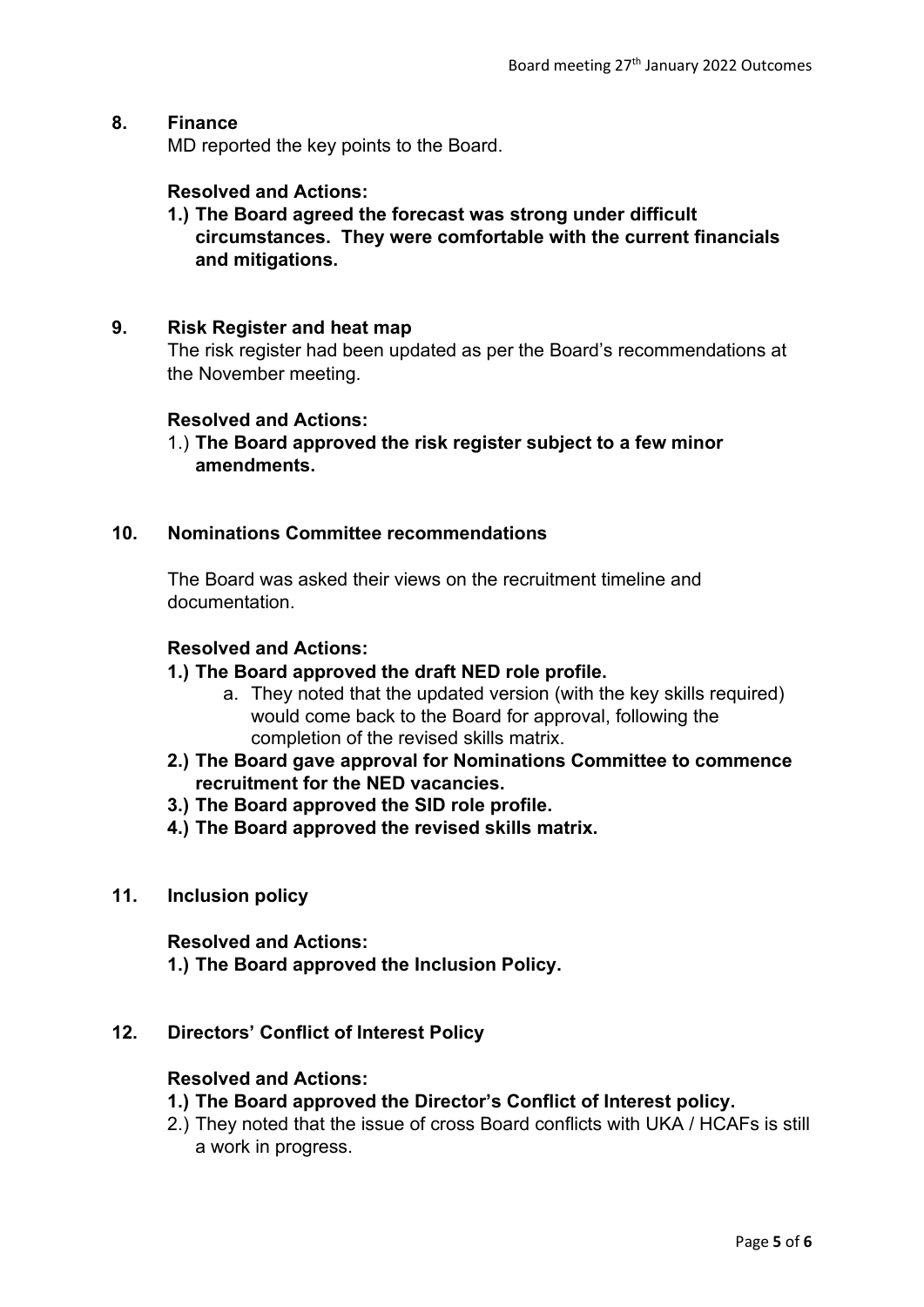## 8. Finance

MD reported the key points to the Board.

**Resolved and Actions:**

1.) **The Board agreed the forecast was strong under difficult circumstances. They were comfortable with the current financials and mitigations.**

## 9. Risk Register and heat map

The risk register had been updated as per the Board's recommendations at the November meeting.

**Resolved and Actions:**

1.) **The Board approved the risk register subject to a few minor amendments.**

## 10. Nominations Committee recommendations

The Board was asked their views on the recruitment timeline and documentation.

**Resolved and Actions:**

1.) **The Board approved the draft NED role profile.**
   a. They noted that the updated version (with the key skills required) would come back to the Board for approval, following the completion of the revised skills matrix.

2.) **The Board gave approval for Nominations Committee to commence recruitment for the NED vacancies.**

3.) **The Board approved the SID role profile.**

4.) **The Board approved the revised skills matrix.**

## 11. Inclusion policy

**Resolved and Actions:**

1.) **The Board approved the Inclusion Policy.**

## 12. Directors' Conflict of Interest Policy

**Resolved and Actions:**

1.) **The Board approved the Director's Conflict of Interest policy.**

2.) They noted that the issue of cross Board conflicts with UKA / HCAFs is still a work in progress.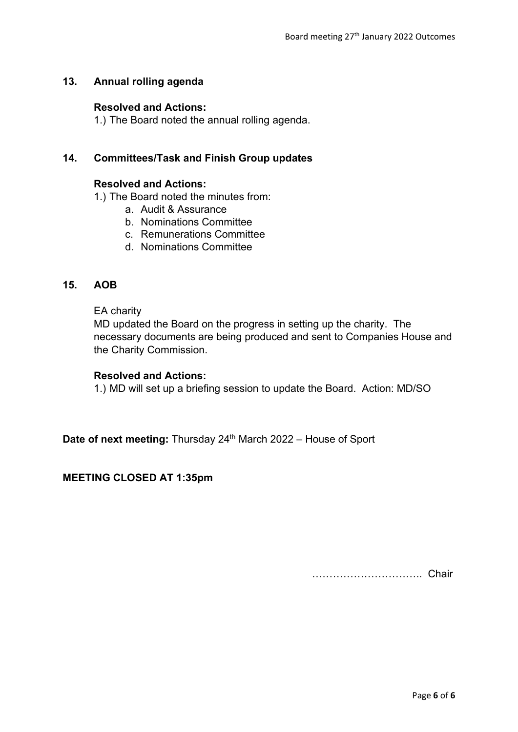## 13. Annual rolling agenda

**Resolved and Actions:**

1.) The Board noted the annual rolling agenda.

## 14. Committees/Task and Finish Group updates

**Resolved and Actions:**

1.) The Board noted the minutes from:

   a. Audit & Assurance
   b. Nominations Committee
   c. Remunerations Committee
   d. Nominations Committee

## 15. AOB

EA charity

MD updated the Board on the progress in setting up the charity. The necessary documents are being produced and sent to Companies House and the Charity Commission.

**Resolved and Actions:**

1.) MD will set up a briefing session to update the Board. Action: MD/SO

**Date of next meeting:** Thursday 24th March 2022 – House of Sport

**MEETING CLOSED AT 1:35pm**

………………………….. Chair